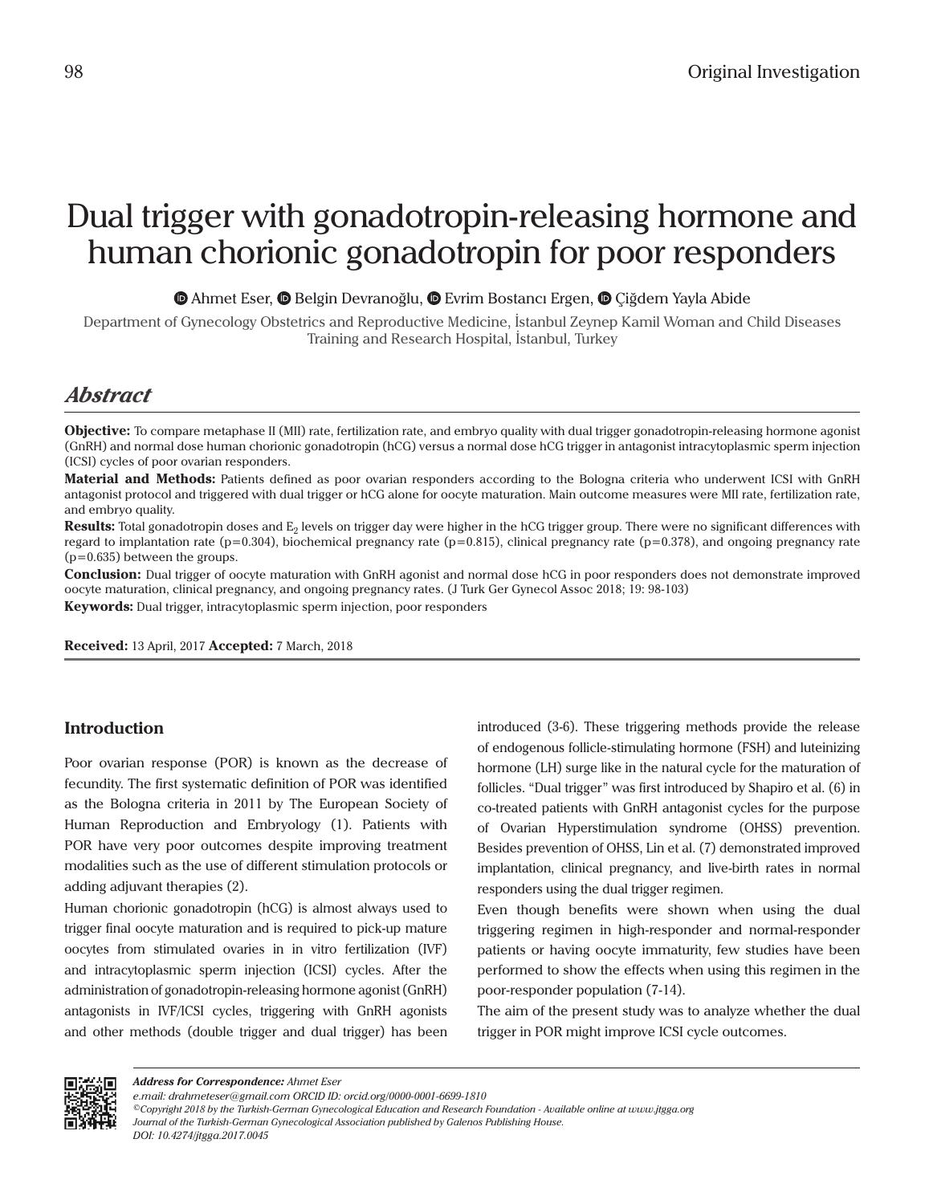Original Investigation

# Dual trigger with gonadotropin-releasing hormone and human chorionic gonadotropin for poor responders

Ahmet Eser, Belgin Devranoğlu, Evrim Bostancı Ergen, Çiğdem Yayla Abide

Department of Gynecology Obstetrics and Reproductive Medicine, İstanbul Zeynep Kamil Woman and Child Diseases Training and Research Hospital, İstanbul, Turkey

## *Abstract*

**Objective:** To compare metaphase II (MII) rate, fertilization rate, and embryo quality with dual trigger gonadotropin-releasing hormone agonist (GnRH) and normal dose human chorionic gonadotropin (hCG) versus a normal dose hCG trigger in antagonist intracytoplasmic sperm injection (ICSI) cycles of poor ovarian responders.

**Material and Methods:** Patients defined as poor ovarian responders according to the Bologna criteria who underwent ICSI with GnRH antagonist protocol and triggered with dual trigger or hCG alone for oocyte maturation. Main outcome measures were MII rate, fertilization rate, and embryo quality.

**Results:** Total gonadotropin doses and $E_2$ levels on trigger day were higher in the hCG trigger group. There were no significant differences with regard to implantation rate ($p=0.304$), biochemical pregnancy rate ($p=0.815$), clinical pregnancy rate ($p=0.378$), and ongoing pregnancy rate ($p=0.635$) between the groups.

**Conclusion:** Dual trigger of oocyte maturation with GnRH agonist and normal dose hCG in poor responders does not demonstrate improved oocyte maturation, clinical pregnancy, and ongoing pregnancy rates. (J Turk Ger Gynecol Assoc 2018; 19: 98-103)

**Keywords:** Dual trigger, intracytoplasmic sperm injection, poor responders

**Received:** 13 April, 2017 **Accepted:** 7 March, 2018

## Introduction

Poor ovarian response (POR) is known as the decrease of fecundity. The first systematic definition of POR was identified as the Bologna criteria in 2011 by The European Society of Human Reproduction and Embryology (1). Patients with POR have very poor outcomes despite improving treatment modalities such as the use of different stimulation protocols or adding adjuvant therapies (2).

Human chorionic gonadotropin (hCG) is almost always used to trigger final oocyte maturation and is required to pick-up mature oocytes from stimulated ovaries in in vitro fertilization (IVF) and intracytoplasmic sperm injection (ICSI) cycles. After the administration of gonadotropin-releasing hormone agonist (GnRH) antagonists in IVF/ICSI cycles, triggering with GnRH agonists and other methods (double trigger and dual trigger) has been introduced (3-6). These triggering methods provide the release of endogenous follicle-stimulating hormone (FSH) and luteinizing hormone (LH) surge like in the natural cycle for the maturation of follicles. "Dual trigger" was first introduced by Shapiro et al. (6) in co-treated patients with GnRH antagonist cycles for the purpose of Ovarian Hyperstimulation syndrome (OHSS) prevention. Besides prevention of OHSS, Lin et al. (7) demonstrated improved implantation, clinical pregnancy, and live-birth rates in normal responders using the dual trigger regimen.

Even though benefits were shown when using the dual triggering regimen in high-responder and normal-responder patients or having oocyte immaturity, few studies have been performed to show the effects when using this regimen in the poor-responder population (7-14).

The aim of the present study was to analyze whether the dual trigger in POR might improve ICSI cycle outcomes.

*Address for Correspondence: Ahmet Eser*
*e.mail: drahmeteser@gmail.com ORCID ID: orcid.org/0000-0001-6699-1810*
*©Copyright 2018 by the Turkish-German Gynecological Education and Research Foundation - Available online at www.jtgga.org*
*Journal of the Turkish-German Gynecological Association published by Galenos Publishing House.*
*DOI: 10.4274/jtgga.2017.0045*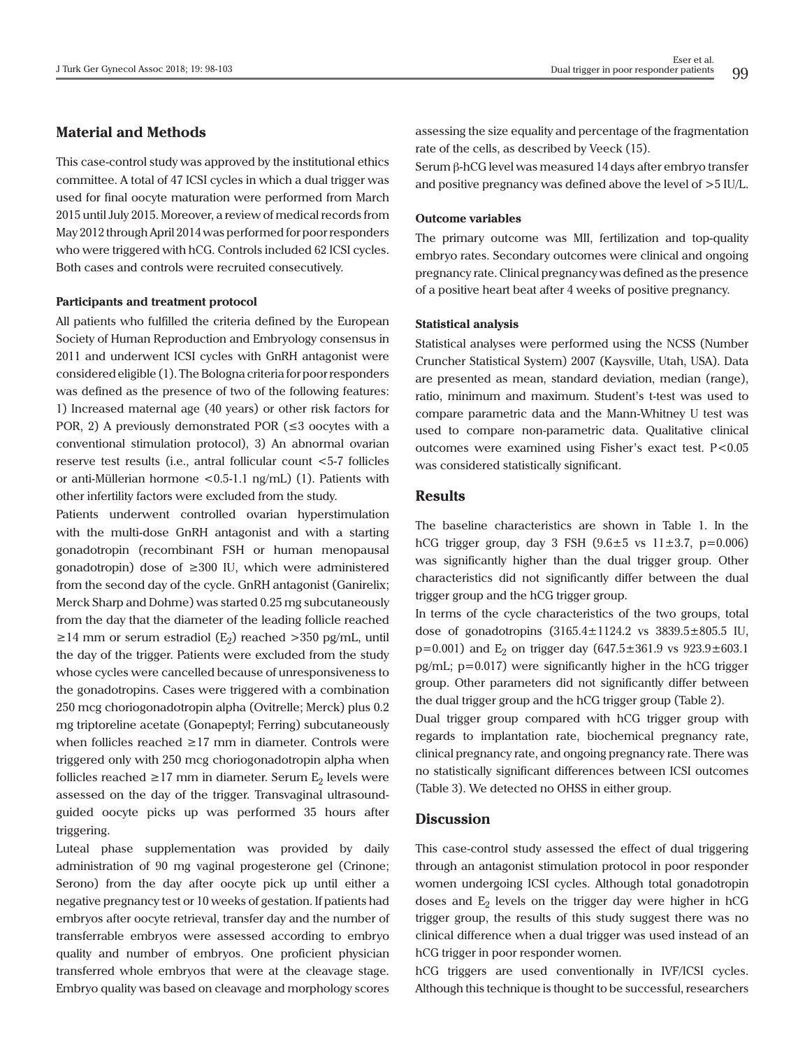## Material and Methods

This case-control study was approved by the institutional ethics committee. A total of 47 ICSI cycles in which a dual trigger was used for final oocyte maturation were performed from March 2015 until July 2015. Moreover, a review of medical records from May 2012 through April 2014 was performed for poor responders who were triggered with hCG. Controls included 62 ICSI cycles. Both cases and controls were recruited consecutively.

### Participants and treatment protocol

All patients who fulfilled the criteria defined by the European Society of Human Reproduction and Embryology consensus in 2011 and underwent ICSI cycles with GnRH antagonist were considered eligible (1). The Bologna criteria for poor responders was defined as the presence of two of the following features: 1) Increased maternal age (40 years) or other risk factors for POR, 2) A previously demonstrated POR (≤3 oocytes with a conventional stimulation protocol), 3) An abnormal ovarian reserve test results (i.e., antral follicular count <5-7 follicles or anti-Müllerian hormone <0.5-1.1 ng/mL) (1). Patients with other infertility factors were excluded from the study.

Patients underwent controlled ovarian hyperstimulation with the multi-dose GnRH antagonist and with a starting gonadotropin (recombinant FSH or human menopausal gonadotropin) dose of ≥300 IU, which were administered from the second day of the cycle. GnRH antagonist (Ganirelix; Merck Sharp and Dohme) was started 0.25 mg subcutaneously from the day that the diameter of the leading follicle reached ≥14 mm or serum estradiol ($E_2$) reached >350 pg/mL, until the day of the trigger. Patients were excluded from the study whose cycles were cancelled because of unresponsiveness to the gonadotropins. Cases were triggered with a combination 250 mcg choriogonadotropin alpha (Ovitrelle; Merck) plus 0.2 mg triptoreline acetate (Gonapeptyl; Ferring) subcutaneously when follicles reached ≥17 mm in diameter. Controls were triggered only with 250 mcg choriogonadotropin alpha when follicles reached ≥17 mm in diameter. Serum $E_2$ levels were assessed on the day of the trigger. Transvaginal ultrasound-guided oocyte picks up was performed 35 hours after triggering.

Luteal phase supplementation was provided by daily administration of 90 mg vaginal progesterone gel (Crinone; Serono) from the day after oocyte pick up until either a negative pregnancy test or 10 weeks of gestation. If patients had embryos after oocyte retrieval, transfer day and the number of transferrable embryos were assessed according to embryo quality and number of embryos. One proficient physician transferred whole embryos that were at the cleavage stage. Embryo quality was based on cleavage and morphology scores assessing the size equality and percentage of the fragmentation rate of the cells, as described by Veeck (15).

Serum β-hCG level was measured 14 days after embryo transfer and positive pregnancy was defined above the level of >5 IU/L.

### Outcome variables

The primary outcome was MII, fertilization and top-quality embryo rates. Secondary outcomes were clinical and ongoing pregnancy rate. Clinical pregnancy was defined as the presence of a positive heart beat after 4 weeks of positive pregnancy.

### Statistical analysis

Statistical analyses were performed using the NCSS (Number Cruncher Statistical System) 2007 (Kaysville, Utah, USA). Data are presented as mean, standard deviation, median (range), ratio, minimum and maximum. Student's t-test was used to compare parametric data and the Mann-Whitney U test was used to compare non-parametric data. Qualitative clinical outcomes were examined using Fisher's exact test. $P<0.05$ was considered statistically significant.

## Results

The baseline characteristics are shown in Table 1. In the hCG trigger group, day 3 FSH (9.6±5 vs 11±3.7, p=0.006) was significantly higher than the dual trigger group. Other characteristics did not significantly differ between the dual trigger group and the hCG trigger group.

In terms of the cycle characteristics of the two groups, total dose of gonadotropins (3165.4±1124.2 vs 3839.5±805.5 IU, p=0.001) and $E_2$ on trigger day (647.5±361.9 vs 923.9±603.1 pg/mL; p=0.017) were significantly higher in the hCG trigger group. Other parameters did not significantly differ between the dual trigger group and the hCG trigger group (Table 2).

Dual trigger group compared with hCG trigger group with regards to implantation rate, biochemical pregnancy rate, clinical pregnancy rate, and ongoing pregnancy rate. There was no statistically significant differences between ICSI outcomes (Table 3). We detected no OHSS in either group.

## Discussion

This case-control study assessed the effect of dual triggering through an antagonist stimulation protocol in poor responder women undergoing ICSI cycles. Although total gonadotropin doses and $E_2$ levels on the trigger day were higher in hCG trigger group, the results of this study suggest there was no clinical difference when a dual trigger was used instead of an hCG trigger in poor responder women.

hCG triggers are used conventionally in IVF/ICSI cycles. Although this technique is thought to be successful, researchers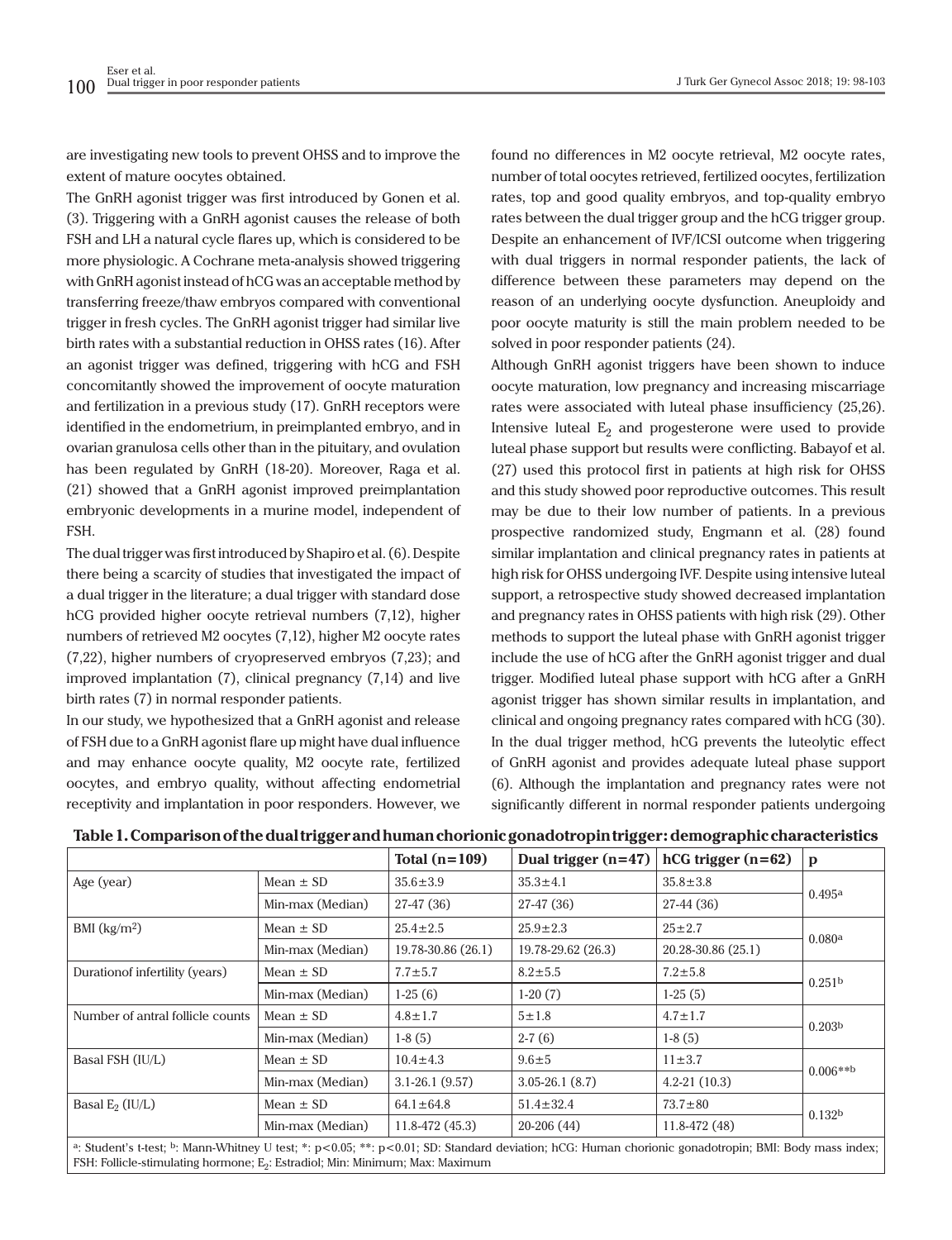are investigating new tools to prevent OHSS and to improve the extent of mature oocytes obtained.

The GnRH agonist trigger was first introduced by Gonen et al. (3). Triggering with a GnRH agonist causes the release of both FSH and LH a natural cycle flares up, which is considered to be more physiologic. A Cochrane meta-analysis showed triggering with GnRH agonist instead of hCG was an acceptable method by transferring freeze/thaw embryos compared with conventional trigger in fresh cycles. The GnRH agonist trigger had similar live birth rates with a substantial reduction in OHSS rates (16). After an agonist trigger was defined, triggering with hCG and FSH concomitantly showed the improvement of oocyte maturation and fertilization in a previous study (17). GnRH receptors were identified in the endometrium, in preimplanted embryo, and in ovarian granulosa cells other than in the pituitary, and ovulation has been regulated by GnRH (18-20). Moreover, Raga et al. (21) showed that a GnRH agonist improved preimplantation embryonic developments in a murine model, independent of FSH.

The dual trigger was first introduced by Shapiro et al. (6). Despite there being a scarcity of studies that investigated the impact of a dual trigger in the literature; a dual trigger with standard dose hCG provided higher oocyte retrieval numbers (7,12), higher numbers of retrieved M2 oocytes (7,12), higher M2 oocyte rates (7,22), higher numbers of cryopreserved embryos (7,23); and improved implantation (7), clinical pregnancy (7,14) and live birth rates (7) in normal responder patients.

In our study, we hypothesized that a GnRH agonist and release of FSH due to a GnRH agonist flare up might have dual influence and may enhance oocyte quality, M2 oocyte rate, fertilized oocytes, and embryo quality, without affecting endometrial receptivity and implantation in poor responders. However, we found no differences in M2 oocyte retrieval, M2 oocyte rates, number of total oocytes retrieved, fertilized oocytes, fertilization rates, top and good quality embryos, and top-quality embryo rates between the dual trigger group and the hCG trigger group. Despite an enhancement of IVF/ICSI outcome when triggering with dual triggers in normal responder patients, the lack of difference between these parameters may depend on the reason of an underlying oocyte dysfunction. Aneuploidy and poor oocyte maturity is still the main problem needed to be solved in poor responder patients (24).

Although GnRH agonist triggers have been shown to induce oocyte maturation, low pregnancy and increasing miscarriage rates were associated with luteal phase insufficiency (25,26). Intensive luteal $E_2$ and progesterone were used to provide luteal phase support but results were conflicting. Babayof et al. (27) used this protocol first in patients at high risk for OHSS and this study showed poor reproductive outcomes. This result may be due to their low number of patients. In a previous prospective randomized study, Engmann et al. (28) found similar implantation and clinical pregnancy rates in patients at high risk for OHSS undergoing IVF. Despite using intensive luteal support, a retrospective study showed decreased implantation and pregnancy rates in OHSS patients with high risk (29). Other methods to support the luteal phase with GnRH agonist trigger include the use of hCG after the GnRH agonist trigger and dual trigger. Modified luteal phase support with hCG after a GnRH agonist trigger has shown similar results in implantation, and clinical and ongoing pregnancy rates compared with hCG (30). In the dual trigger method, hCG prevents the luteolytic effect of GnRH agonist and provides adequate luteal phase support (6). Although the implantation and pregnancy rates were not significantly different in normal responder patients undergoing

**Table 1. Comparison of the dual trigger and human chorionic gonadotropin trigger: demographic characteristics**

| | | Total (n=109) | Dual trigger (n=47) | hCG trigger (n=62) | p |
|---|---|---|---|---|---|
| Age (year) | Mean ± SD | 35.6±3.9 | 35.3±4.1 | 35.8±3.8 | 0.495[a] |
| | Min-max (Median) | 27-47 (36) | 27-47 (36) | 27-44 (36) | |
| BMI (kg/m$^2$) | Mean ± SD | 25.4±2.5 | 25.9±2.3 | 25±2.7 | 0.080[a] |
| | Min-max (Median) | 19.78-30.86 (26.1) | 19.78-29.62 (26.3) | 20.28-30.86 (25.1) | |
| Durationof infertility (years) | Mean ± SD | 7.7±5.7 | 8.2±5.5 | 7.2±5.8 | 0.251[b] |
| | Min-max (Median) | 1-25 (6) | 1-20 (7) | 1-25 (5) | |
| Number of antral follicle counts | Mean ± SD | 4.8±1.7 | 5±1.8 | 4.7±1.7 | 0.203[b] |
| | Min-max (Median) | 1-8 (5) | 2-7 (6) | 1-8 (5) | |
| Basal FSH (IU/L) | Mean ± SD | 10.4±4.3 | 9.6±5 | 11±3.7 | 0.006**[b] |
| | Min-max (Median) | 3.1-26.1 (9.57) | 3.05-26.1 (8.7) | 4.2-21 (10.3) | |
| Basal $E_2$ (IU/L) | Mean ± SD | 64.1±64.8 | 51.4±32.4 | 73.7±80 | 0.132[b] |
| | Min-max (Median) | 11.8-472 (45.3) | 20-206 (44) | 11.8-472 (48) | |

[a]: Student's t-test; [b]: Mann-Whitney U test; *: $p<0.05$; **: $p<0.01$; SD: Standard deviation; hCG: Human chorionic gonadotropin; BMI: Body mass index; FSH: Follicle-stimulating hormone; $E_2$: Estradiol; Min: Minimum; Max: Maximum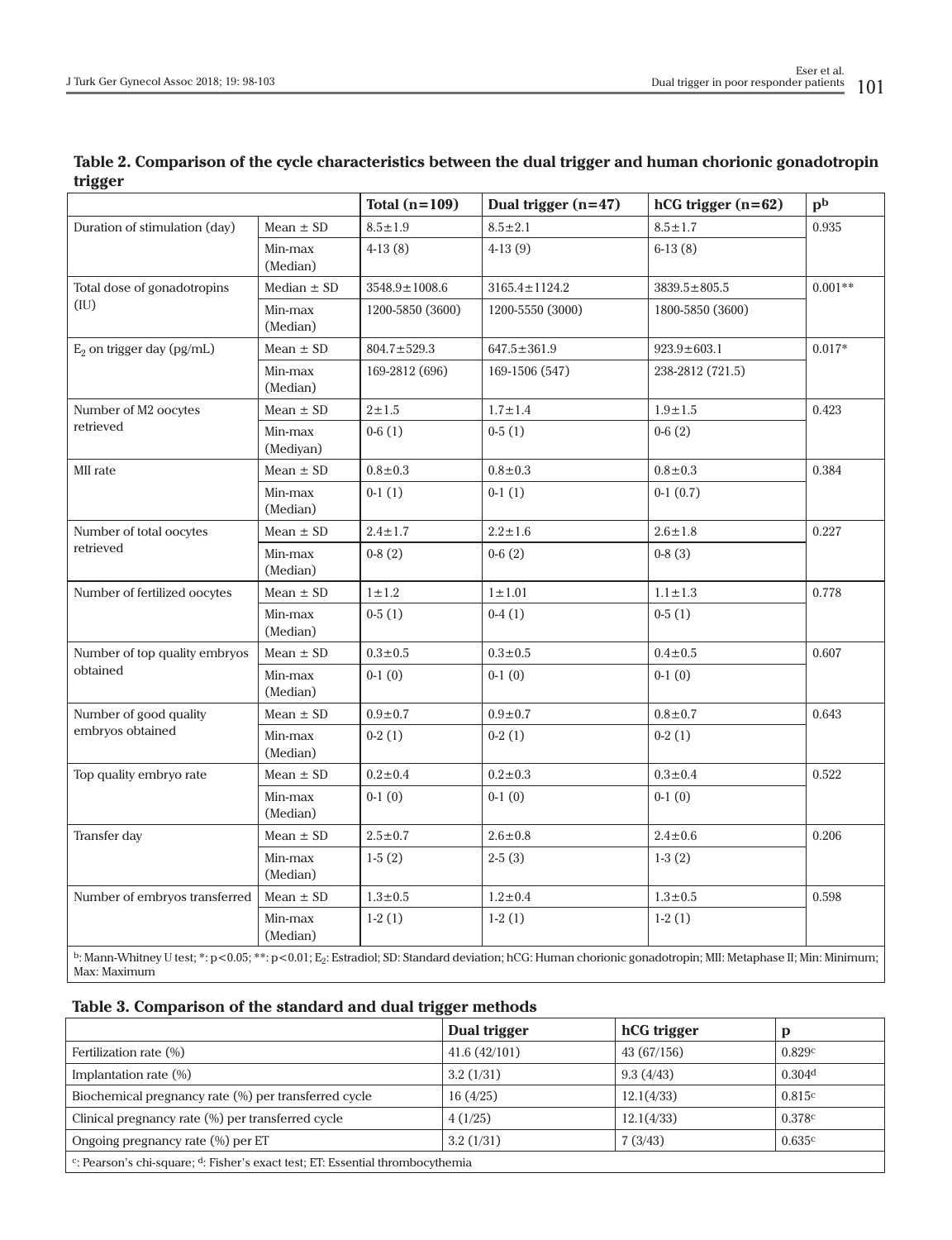**Table 2. Comparison of the cycle characteristics between the dual trigger and human chorionic gonadotropin trigger**

| | | Total (n=109) | Dual trigger (n=47) | hCG trigger (n=62) | p[b] |
|---|---|---|---|---|---|
| Duration of stimulation (day) | Mean ± SD | 8.5±1.9 | 8.5±2.1 | 8.5±1.7 | 0.935 |
| | Min-max (Median) | 4-13 (8) | 4-13 (9) | 6-13 (8) | |
| Total dose of gonadotropins (IU) | Median ± SD | 3548.9±1008.6 | 3165.4±1124.2 | 3839.5±805.5 | 0.001** |
| | Min-max (Median) | 1200-5850 (3600) | 1200-5550 (3000) | 1800-5850 (3600) | |
| $E_2$ on trigger day (pg/mL) | Mean ± SD | 804.7±529.3 | 647.5±361.9 | 923.9±603.1 | 0.017* |
| | Min-max (Median) | 169-2812 (696) | 169-1506 (547) | 238-2812 (721.5) | |
| Number of M2 oocytes retrieved | Mean ± SD | 2±1.5 | 1.7±1.4 | 1.9±1.5 | 0.423 |
| | Min-max (Mediyan) | 0-6 (1) | 0-5 (1) | 0-6 (2) | |
| MII rate | Mean ± SD | 0.8±0.3 | 0.8±0.3 | 0.8±0.3 | 0.384 |
| | Min-max (Median) | 0-1 (1) | 0-1 (1) | 0-1 (0.7) | |
| Number of total oocytes retrieved | Mean ± SD | 2.4±1.7 | 2.2±1.6 | 2.6±1.8 | 0.227 |
| | Min-max (Median) | 0-8 (2) | 0-6 (2) | 0-8 (3) | |
| Number of fertilized oocytes | Mean ± SD | 1±1.2 | 1±1.01 | 1.1±1.3 | 0.778 |
| | Min-max (Median) | 0-5 (1) | 0-4 (1) | 0-5 (1) | |
| Number of top quality embryos obtained | Mean ± SD | 0.3±0.5 | 0.3±0.5 | 0.4±0.5 | 0.607 |
| | Min-max (Median) | 0-1 (0) | 0-1 (0) | 0-1 (0) | |
| Number of good quality embryos obtained | Mean ± SD | 0.9±0.7 | 0.9±0.7 | 0.8±0.7 | 0.643 |
| | Min-max (Median) | 0-2 (1) | 0-2 (1) | 0-2 (1) | |
| Top quality embryo rate | Mean ± SD | 0.2±0.4 | 0.2±0.3 | 0.3±0.4 | 0.522 |
| | Min-max (Median) | 0-1 (0) | 0-1 (0) | 0-1 (0) | |
| Transfer day | Mean ± SD | 2.5±0.7 | 2.6±0.8 | 2.4±0.6 | 0.206 |
| | Min-max (Median) | 1-5 (2) | 2-5 (3) | 1-3 (2) | |
| Number of embryos transferred | Mean ± SD | 1.3±0.5 | 1.2±0.4 | 1.3±0.5 | 0.598 |
| | Min-max (Median) | 1-2 (1) | 1-2 (1) | 1-2 (1) | |

[b]: Mann-Whitney U test; *: $p<0.05$; **: $p<0.01$; $E_2$: Estradiol; SD: Standard deviation; hCG: Human chorionic gonadotropin; MII: Metaphase II; Min: Minimum; Max: Maximum

**Table 3. Comparison of the standard and dual trigger methods**

| | Dual trigger | hCG trigger | p |
|---|---|---|---|
| Fertilization rate (%) | 41.6 (42/101) | 43 (67/156) | 0.829[c] |
| Implantation rate (%) | 3.2 (1/31) | 9.3 (4/43) | 0.304[d] |
| Biochemical pregnancy rate (%) per transferred cycle | 16 (4/25) | 12.1(4/33) | 0.815[c] |
| Clinical pregnancy rate (%) per transferred cycle | 4 (1/25) | 12.1(4/33) | 0.378[c] |
| Ongoing pregnancy rate (%) per ET | 3.2 (1/31) | 7 (3/43) | 0.635[c] |

[c]: Pearson's chi-square; [d]: Fisher's exact test; ET: Essential thrombocythemia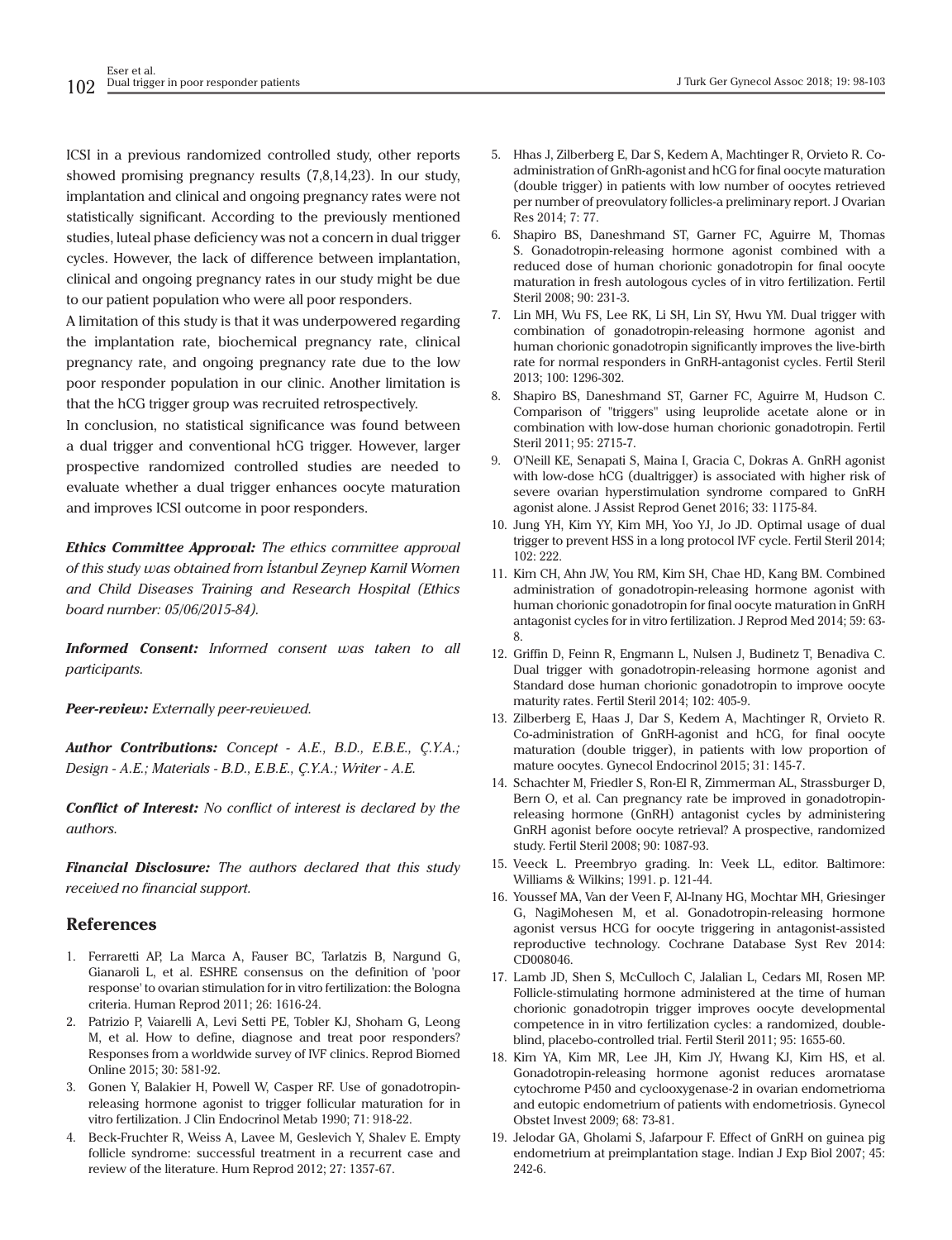ICSI in a previous randomized controlled study, other reports showed promising pregnancy results (7,8,14,23). In our study, implantation and clinical and ongoing pregnancy rates were not statistically significant. According to the previously mentioned studies, luteal phase deficiency was not a concern in dual trigger cycles. However, the lack of difference between implantation, clinical and ongoing pregnancy rates in our study might be due to our patient population who were all poor responders.

A limitation of this study is that it was underpowered regarding the implantation rate, biochemical pregnancy rate, clinical pregnancy rate, and ongoing pregnancy rate due to the low poor responder population in our clinic. Another limitation is that the hCG trigger group was recruited retrospectively.

In conclusion, no statistical significance was found between a dual trigger and conventional hCG trigger. However, larger prospective randomized controlled studies are needed to evaluate whether a dual trigger enhances oocyte maturation and improves ICSI outcome in poor responders.

***Ethics Committee Approval:*** *The ethics committee approval of this study was obtained from İstanbul Zeynep Kamil Women and Child Diseases Training and Research Hospital (Ethics board number: 05/06/2015-84).*

***Informed Consent:*** *Informed consent was taken to all participants.*

***Peer-review:*** *Externally peer-reviewed.*

***Author Contributions:*** *Concept - A.E., B.D., E.B.E., Ç.Y.A.; Design - A.E.; Materials - B.D., E.B.E., Ç.Y.A.; Writer - A.E.*

***Conflict of Interest:*** *No conflict of interest is declared by the authors.*

***Financial Disclosure:*** *The authors declared that this study received no financial support.*

## References

1. Ferraretti AP, La Marca A, Fauser BC, Tarlatzis B, Nargund G, Gianaroli L, et al. ESHRE consensus on the definition of 'poor response' to ovarian stimulation for in vitro fertilization: the Bologna criteria. Human Reprod 2011; 26: 1616-24.
2. Patrizio P, Vaiarelli A, Levi Setti PE, Tobler KJ, Shoham G, Leong M, et al. How to define, diagnose and treat poor responders? Responses from a worldwide survey of IVF clinics. Reprod Biomed Online 2015; 30: 581-92.
3. Gonen Y, Balakier H, Powell W, Casper RF. Use of gonadotropin-releasing hormone agonist to trigger follicular maturation for in vitro fertilization. J Clin Endocrinol Metab 1990; 71: 918-22.
4. Beck-Fruchter R, Weiss A, Lavee M, Geslevich Y, Shalev E. Empty follicle syndrome: successful treatment in a recurrent case and review of the literature. Hum Reprod 2012; 27: 1357-67.
5. Hhas J, Zilberberg E, Dar S, Kedem A, Machtinger R, Orvieto R. Co-administration of GnRh-agonist and hCG for final oocyte maturation (double trigger) in patients with low number of oocytes retrieved per number of preovulatory follicles-a preliminary report. J Ovarian Res 2014; 7: 77.
6. Shapiro BS, Daneshmand ST, Garner FC, Aguirre M, Thomas S. Gonadotropin-releasing hormone agonist combined with a reduced dose of human chorionic gonadotropin for final oocyte maturation in fresh autologous cycles of in vitro fertilization. Fertil Steril 2008; 90: 231-3.
7. Lin MH, Wu FS, Lee RK, Li SH, Lin SY, Hwu YM. Dual trigger with combination of gonadotropin-releasing hormone agonist and human chorionic gonadotropin significantly improves the live-birth rate for normal responders in GnRH-antagonist cycles. Fertil Steril 2013; 100: 1296-302.
8. Shapiro BS, Daneshmand ST, Garner FC, Aguirre M, Hudson C. Comparison of "triggers" using leuprolide acetate alone or in combination with low-dose human chorionic gonadotropin. Fertil Steril 2011; 95: 2715-7.
9. O'Neill KE, Senapati S, Maina I, Gracia C, Dokras A. GnRH agonist with low-dose hCG (dualtrigger) is associated with higher risk of severe ovarian hyperstimulation syndrome compared to GnRH agonist alone. J Assist Reprod Genet 2016; 33: 1175-84.
10. Jung YH, Kim YY, Kim MH, Yoo YJ, Jo JD. Optimal usage of dual trigger to prevent HSS in a long protocol IVF cycle. Fertil Steril 2014; 102: 222.
11. Kim CH, Ahn JW, You RM, Kim SH, Chae HD, Kang BM. Combined administration of gonadotropin-releasing hormone agonist with human chorionic gonadotropin for final oocyte maturation in GnRH antagonist cycles for in vitro fertilization. J Reprod Med 2014; 59: 63-8.
12. Griffin D, Feinn R, Engmann L, Nulsen J, Budinetz T, Benadiva C. Dual trigger with gonadotropin-releasing hormone agonist and Standard dose human chorionic gonadotropin to improve oocyte maturity rates. Fertil Steril 2014; 102: 405-9.
13. Zilberberg E, Haas J, Dar S, Kedem A, Machtinger R, Orvieto R. Co-administration of GnRH-agonist and hCG, for final oocyte maturation (double trigger), in patients with low proportion of mature oocytes. Gynecol Endocrinol 2015; 31: 145-7.
14. Schachter M, Friedler S, Ron-El R, Zimmerman AL, Strassburger D, Bern O, et al. Can pregnancy rate be improved in gonadotropin-releasing hormone (GnRH) antagonist cycles by administering GnRH agonist before oocyte retrieval? A prospective, randomized study. Fertil Steril 2008; 90: 1087-93.
15. Veeck L. Preembryo grading. In: Veek LL, editor. Baltimore: Williams & Wilkins; 1991. p. 121-44.
16. Youssef MA, Van der Veen F, Al-Inany HG, Mochtar MH, Griesinger G, NagiMohesen M, et al. Gonadotropin-releasing hormone agonist versus HCG for oocyte triggering in antagonist-assisted reproductive technology. Cochrane Database Syst Rev 2014: CD008046.
17. Lamb JD, Shen S, McCulloch C, Jalalian L, Cedars MI, Rosen MP. Follicle-stimulating hormone administered at the time of human chorionic gonadotropin trigger improves oocyte developmental competence in in vitro fertilization cycles: a randomized, double-blind, placebo-controlled trial. Fertil Steril 2011; 95: 1655-60.
18. Kim YA, Kim MR, Lee JH, Kim JY, Hwang KJ, Kim HS, et al. Gonadotropin-releasing hormone agonist reduces aromatase cytochrome P450 and cyclooxygenase-2 in ovarian endometrioma and eutopic endometrium of patients with endometriosis. Gynecol Obstet Invest 2009; 68: 73-81.
19. Jelodar GA, Gholami S, Jafarpour F. Effect of GnRH on guinea pig endometrium at preimplantation stage. Indian J Exp Biol 2007; 45: 242-6.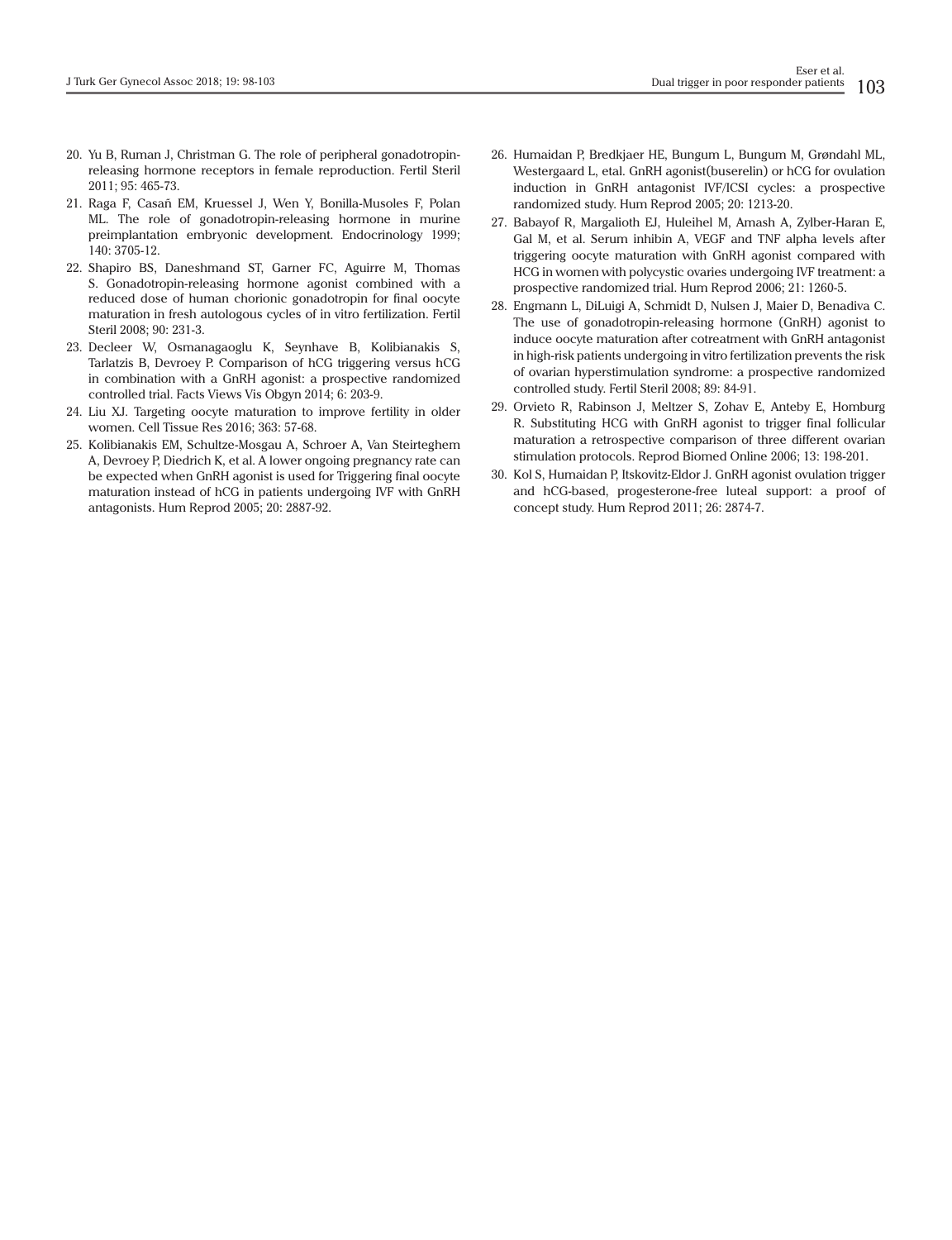20. Yu B, Ruman J, Christman G. The role of peripheral gonadotropin-releasing hormone receptors in female reproduction. Fertil Steril 2011; 95: 465-73.
21. Raga F, Casañ EM, Kruessel J, Wen Y, Bonilla-Musoles F, Polan ML. The role of gonadotropin-releasing hormone in murine preimplantation embryonic development. Endocrinology 1999; 140: 3705-12.
22. Shapiro BS, Daneshmand ST, Garner FC, Aguirre M, Thomas S. Gonadotropin-releasing hormone agonist combined with a reduced dose of human chorionic gonadotropin for final oocyte maturation in fresh autologous cycles of in vitro fertilization. Fertil Steril 2008; 90: 231-3.
23. Decleer W, Osmanagaoglu K, Seynhave B, Kolibianakis S, Tarlatzis B, Devroey P. Comparison of hCG triggering versus hCG in combination with a GnRH agonist: a prospective randomized controlled trial. Facts Views Vis Obgyn 2014; 6: 203-9.
24. Liu XJ. Targeting oocyte maturation to improve fertility in older women. Cell Tissue Res 2016; 363: 57-68.
25. Kolibianakis EM, Schultze-Mosgau A, Schroer A, Van Steirteghem A, Devroey P, Diedrich K, et al. A lower ongoing pregnancy rate can be expected when GnRH agonist is used for Triggering final oocyte maturation instead of hCG in patients undergoing IVF with GnRH antagonists. Hum Reprod 2005; 20: 2887-92.
26. Humaidan P, Bredkjaer HE, Bungum L, Bungum M, Grøndahl ML, Westergaard L, etal. GnRH agonist(buserelin) or hCG for ovulation induction in GnRH antagonist IVF/ICSI cycles: a prospective randomized study. Hum Reprod 2005; 20: 1213-20.
27. Babayof R, Margalioth EJ, Huleihel M, Amash A, Zylber-Haran E, Gal M, et al. Serum inhibin A, VEGF and TNF alpha levels after triggering oocyte maturation with GnRH agonist compared with HCG in women with polycystic ovaries undergoing IVF treatment: a prospective randomized trial. Hum Reprod 2006; 21: 1260-5.
28. Engmann L, DiLuigi A, Schmidt D, Nulsen J, Maier D, Benadiva C. The use of gonadotropin-releasing hormone (GnRH) agonist to induce oocyte maturation after cotreatment with GnRH antagonist in high-risk patients undergoing in vitro fertilization prevents the risk of ovarian hyperstimulation syndrome: a prospective randomized controlled study. Fertil Steril 2008; 89: 84-91.
29. Orvieto R, Rabinson J, Meltzer S, Zohav E, Anteby E, Homburg R. Substituting HCG with GnRH agonist to trigger final follicular maturation a retrospective comparison of three different ovarian stimulation protocols. Reprod Biomed Online 2006; 13: 198-201.
30. Kol S, Humaidan P, Itskovitz-Eldor J. GnRH agonist ovulation trigger and hCG-based, progesterone-free luteal support: a proof of concept study. Hum Reprod 2011; 26: 2874-7.